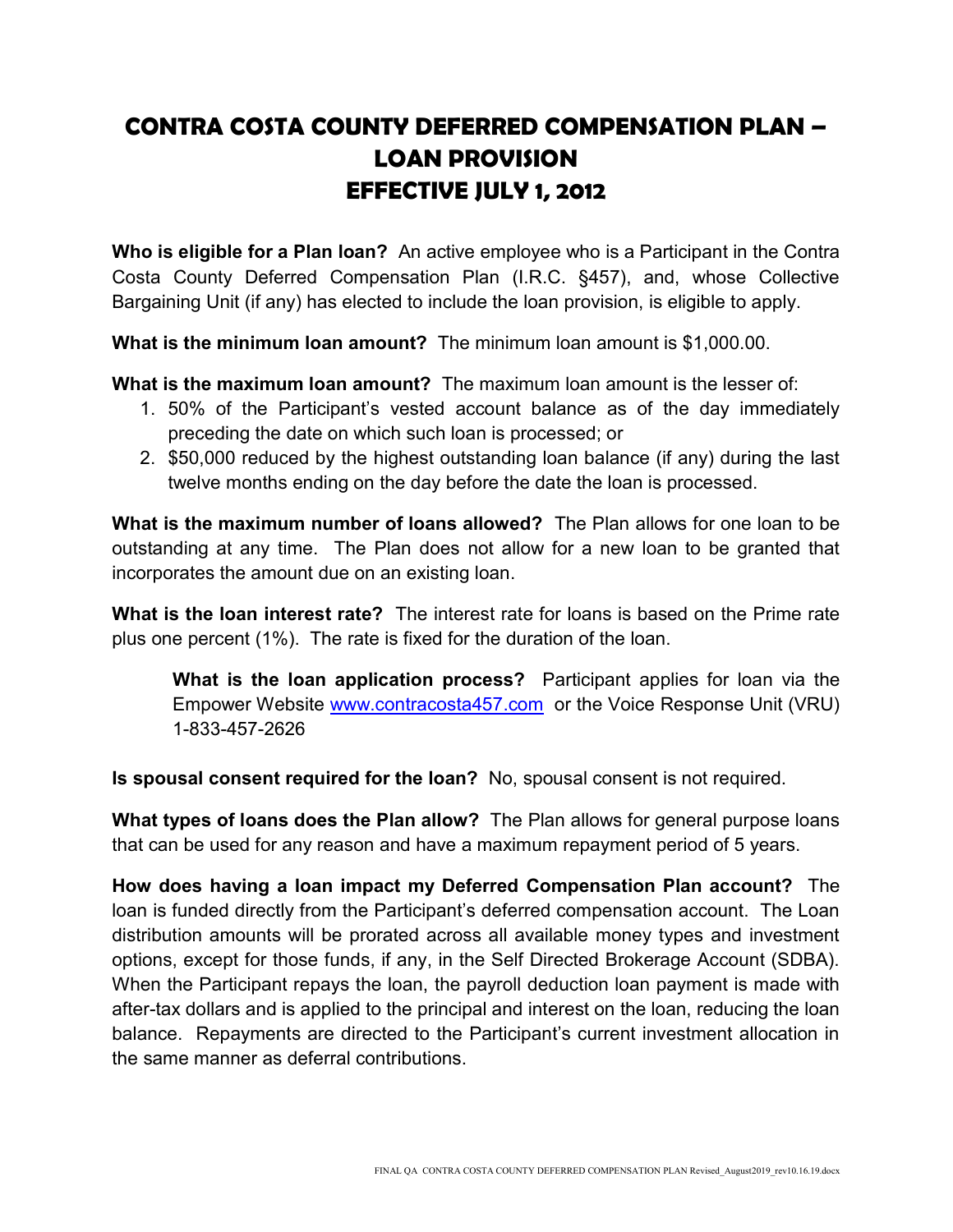# CONTRA COSTA COUNTY DEFERRED COMPENSATION PLAN – LOAN PROVISION EFFECTIVE JULY 1, 2012

**Who is eligible for a Plan loan?** An active employee who is a Participant in the Contra Costa County Deferred Compensation Plan (I.R.C. §457), and, whose Collective Bargaining Unit (if any) has elected to include the loan provision, is eligible to apply.

**What is the minimum loan amount?** The minimum loan amount is $1,000.00.

**What is the maximum loan amount?** The maximum loan amount is the lesser of:

1. 50% of the Participant's vested account balance as of the day immediately preceding the date on which such loan is processed; or
2. $50,000 reduced by the highest outstanding loan balance (if any) during the last twelve months ending on the day before the date the loan is processed.

**What is the maximum number of loans allowed?** The Plan allows for one loan to be outstanding at any time. The Plan does not allow for a new loan to be granted that incorporates the amount due on an existing loan.

**What is the loan interest rate?** The interest rate for loans is based on the Prime rate plus one percent (1%). The rate is fixed for the duration of the loan.

> **What is the loan application process?** Participant applies for loan via the Empower Website [www.contracosta457.com](www.contracosta457.com) or the Voice Response Unit (VRU) 1-833-457-2626

**Is spousal consent required for the loan?** No, spousal consent is not required.

**What types of loans does the Plan allow?** The Plan allows for general purpose loans that can be used for any reason and have a maximum repayment period of 5 years.

**How does having a loan impact my Deferred Compensation Plan account?** The loan is funded directly from the Participant's deferred compensation account. The Loan distribution amounts will be prorated across all available money types and investment options, except for those funds, if any, in the Self Directed Brokerage Account (SDBA). When the Participant repays the loan, the payroll deduction loan payment is made with after-tax dollars and is applied to the principal and interest on the loan, reducing the loan balance. Repayments are directed to the Participant's current investment allocation in the same manner as deferral contributions.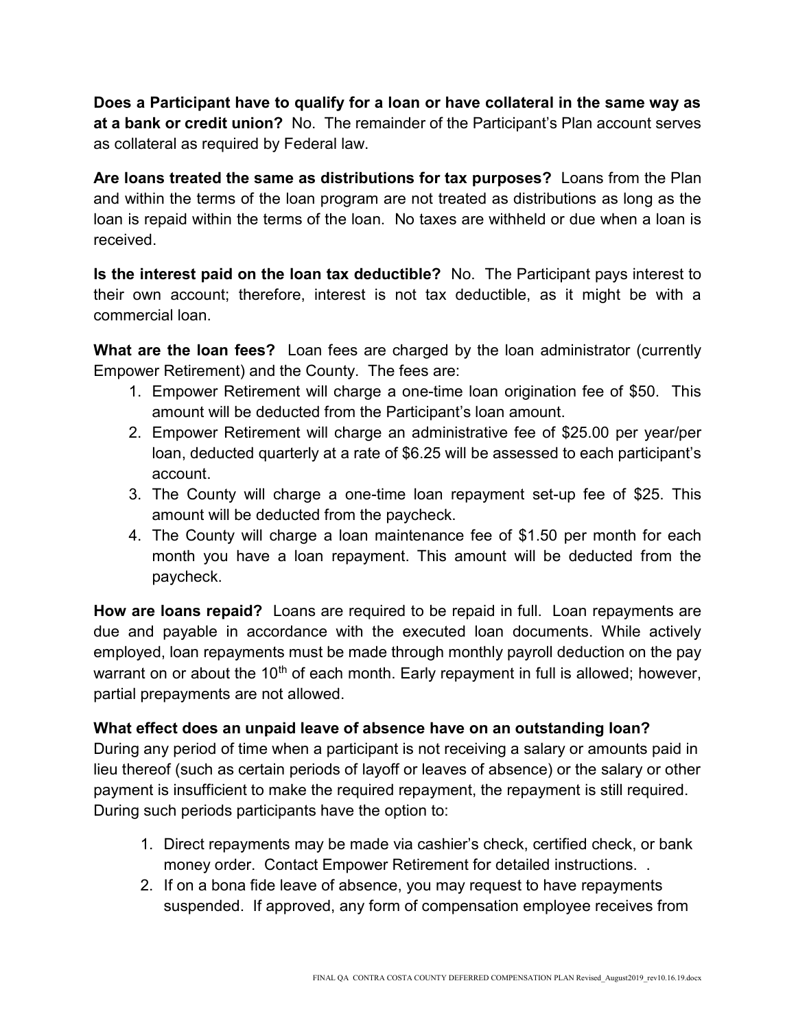**Does a Participant have to qualify for a loan or have collateral in the same way as at a bank or credit union?** No. The remainder of the Participant's Plan account serves as collateral as required by Federal law.

**Are loans treated the same as distributions for tax purposes?** Loans from the Plan and within the terms of the loan program are not treated as distributions as long as the loan is repaid within the terms of the loan. No taxes are withheld or due when a loan is received.

**Is the interest paid on the loan tax deductible?** No. The Participant pays interest to their own account; therefore, interest is not tax deductible, as it might be with a commercial loan.

**What are the loan fees?** Loan fees are charged by the loan administrator (currently Empower Retirement) and the County. The fees are:

1. Empower Retirement will charge a one-time loan origination fee of $50. This amount will be deducted from the Participant's loan amount.
2. Empower Retirement will charge an administrative fee of $25.00 per year/per loan, deducted quarterly at a rate of $6.25 will be assessed to each participant's account.
3. The County will charge a one-time loan repayment set-up fee of $25. This amount will be deducted from the paycheck.
4. The County will charge a loan maintenance fee of $1.50 per month for each month you have a loan repayment. This amount will be deducted from the paycheck.

**How are loans repaid?** Loans are required to be repaid in full. Loan repayments are due and payable in accordance with the executed loan documents. While actively employed, loan repayments must be made through monthly payroll deduction on the pay warrant on or about the 10th of each month. Early repayment in full is allowed; however, partial prepayments are not allowed.

**What effect does an unpaid leave of absence have on an outstanding loan?**
During any period of time when a participant is not receiving a salary or amounts paid in lieu thereof (such as certain periods of layoff or leaves of absence) or the salary or other payment is insufficient to make the required repayment, the repayment is still required. During such periods participants have the option to:

1. Direct repayments may be made via cashier's check, certified check, or bank money order. Contact Empower Retirement for detailed instructions. .
2. If on a bona fide leave of absence, you may request to have repayments suspended. If approved, any form of compensation employee receives from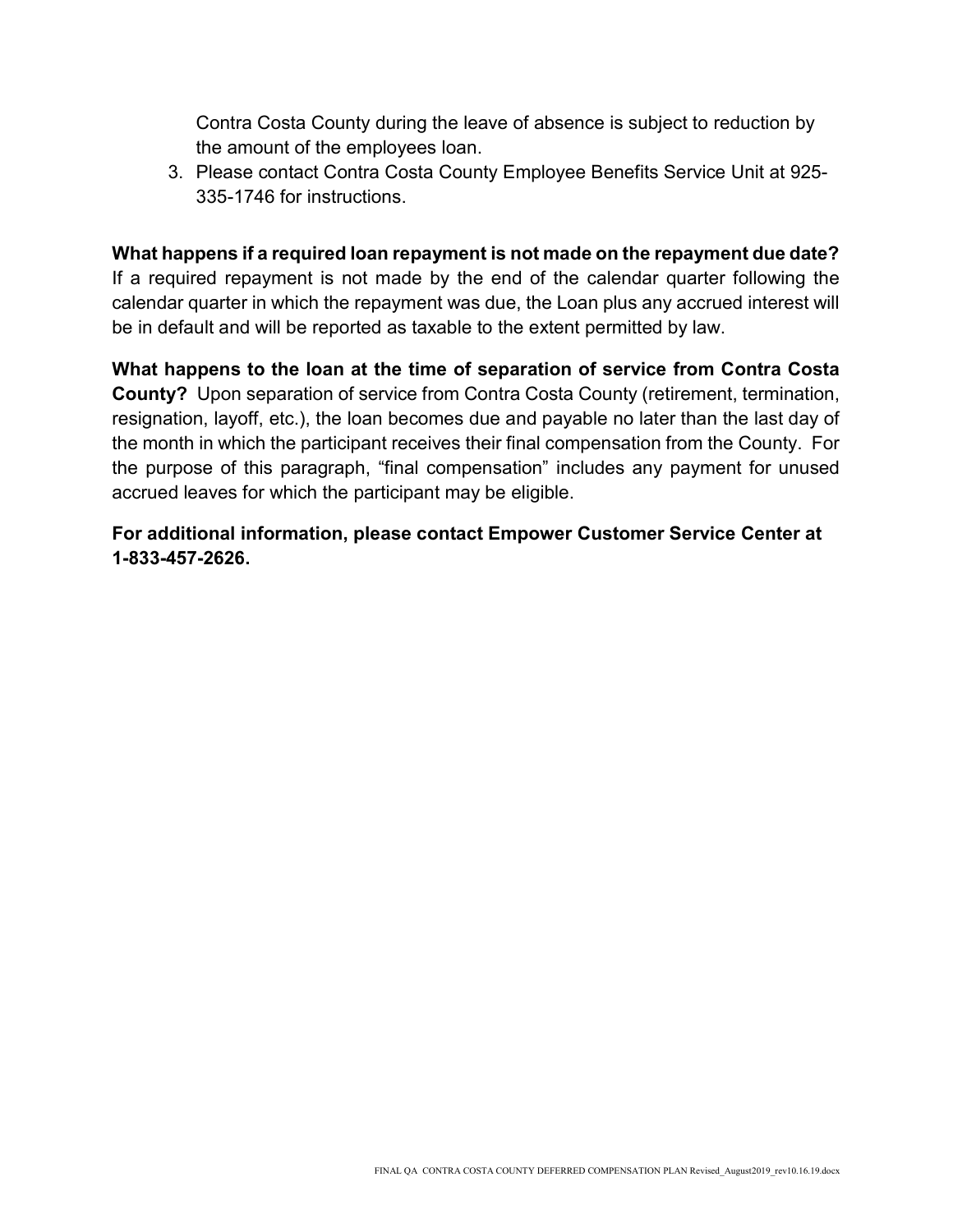Contra Costa County during the leave of absence is subject to reduction by the amount of the employees loan.

3. Please contact Contra Costa County Employee Benefits Service Unit at 925-335-1746 for instructions.

**What happens if a required loan repayment is not made on the repayment due date?** If a required repayment is not made by the end of the calendar quarter following the calendar quarter in which the repayment was due, the Loan plus any accrued interest will be in default and will be reported as taxable to the extent permitted by law.

**What happens to the loan at the time of separation of service from Contra Costa County?** Upon separation of service from Contra Costa County (retirement, termination, resignation, layoff, etc.), the loan becomes due and payable no later than the last day of the month in which the participant receives their final compensation from the County. For the purpose of this paragraph, "final compensation" includes any payment for unused accrued leaves for which the participant may be eligible.

**For additional information, please contact Empower Customer Service Center at 1-833-457-2626.**